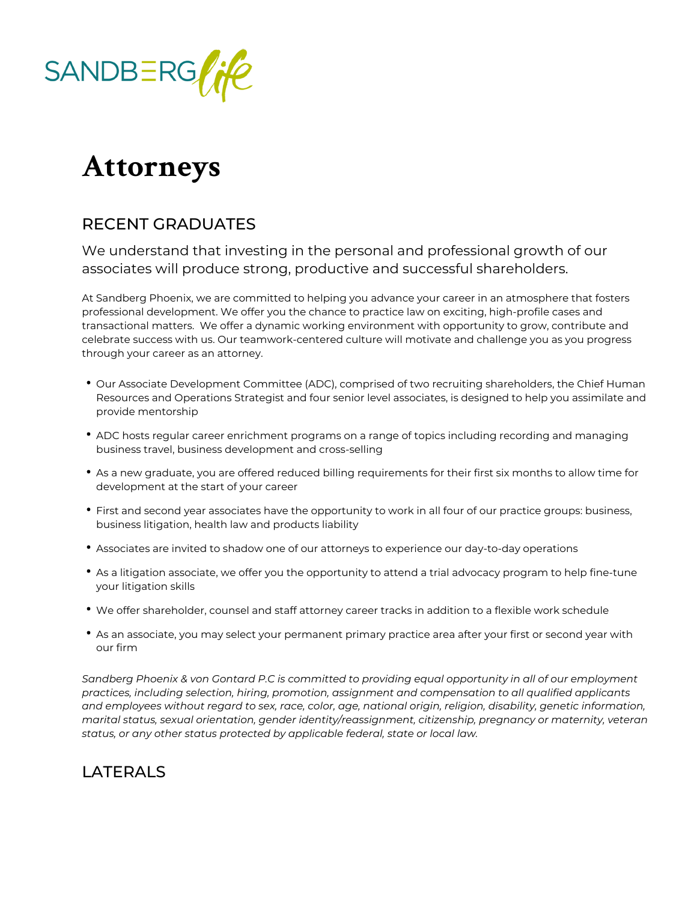SANDBERG*life*

# Attorneys

## RECENT GRADUATES

We understand that investing in the personal and professional growth of our associates will produce strong, productive and successful shareholders.

At Sandberg Phoenix, we are committed to helping you advance your career in an atmosphere that fosters professional development. We offer you the chance to practice law on exciting, high-profile cases and transactional matters. We offer a dynamic working environment with opportunity to grow, contribute and celebrate success with us. Our teamwork-centered culture will motivate and challenge you as you progress through your career as an attorney.

- Our Associate Development Committee (ADC), comprised of two recruiting shareholders, the Chief Human Resources and Operations Strategist and four senior level associates, is designed to help you assimilate and provide mentorship
- ADC hosts regular career enrichment programs on a range of topics including recording and managing business travel, business development and cross-selling
- As a new graduate, you are offered reduced billing requirements for their first six months to allow time for development at the start of your career
- First and second year associates have the opportunity to work in all four of our practice groups: business, business litigation, health law and products liability
- Associates are invited to shadow one of our attorneys to experience our day-to-day operations
- As a litigation associate, we offer you the opportunity to attend a trial advocacy program to help fine-tune your litigation skills
- We offer shareholder, counsel and staff attorney career tracks in addition to a flexible work schedule
- As an associate, you may select your permanent primary practice area after your first or second year with our firm

*Sandberg Phoenix & von Gontard P.C is committed to providing equal opportunity in all of our employment practices, including selection, hiring, promotion, assignment and compensation to all qualified applicants and employees without regard to sex, race, color, age, national origin, religion, disability, genetic information, marital status, sexual orientation, gender identity/reassignment, citizenship, pregnancy or maternity, veteran status, or any other status protected by applicable federal, state or local law.*

## LATERALS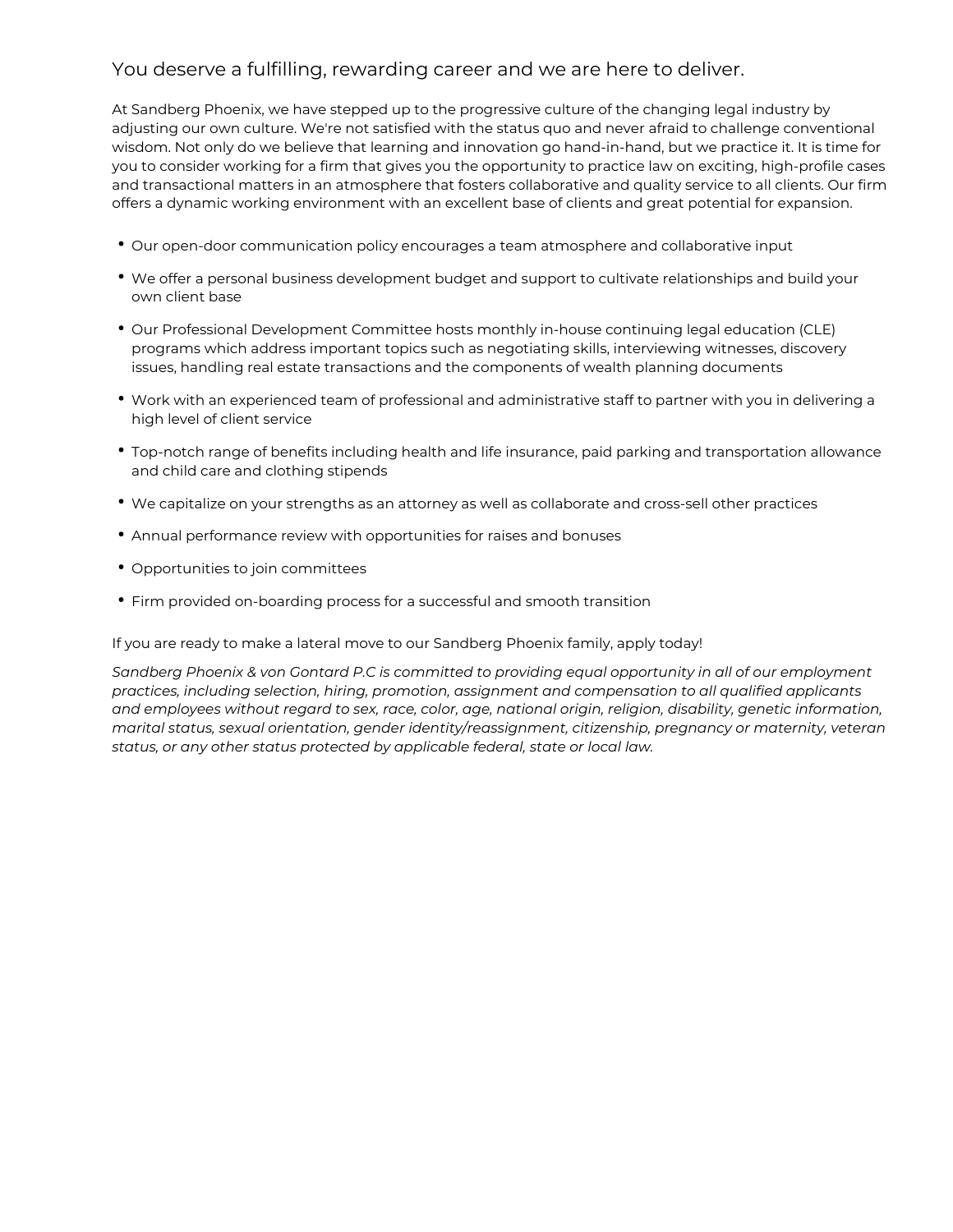## You deserve a fulfilling, rewarding career and we are here to deliver.

At Sandberg Phoenix, we have stepped up to the progressive culture of the changing legal industry by adjusting our own culture. We're not satisfied with the status quo and never afraid to challenge conventional wisdom. Not only do we believe that learning and innovation go hand-in-hand, but we practice it. It is time for you to consider working for a firm that gives you the opportunity to practice law on exciting, high-profile cases and transactional matters in an atmosphere that fosters collaborative and quality service to all clients. Our firm offers a dynamic working environment with an excellent base of clients and great potential for expansion.

- Our open-door communication policy encourages a team atmosphere and collaborative input
- We offer a personal business development budget and support to cultivate relationships and build your own client base
- Our Professional Development Committee hosts monthly in-house continuing legal education (CLE) programs which address important topics such as negotiating skills, interviewing witnesses, discovery issues, handling real estate transactions and the components of wealth planning documents
- Work with an experienced team of professional and administrative staff to partner with you in delivering a high level of client service
- Top-notch range of benefits including health and life insurance, paid parking and transportation allowance and child care and clothing stipends
- We capitalize on your strengths as an attorney as well as collaborate and cross-sell other practices
- Annual performance review with opportunities for raises and bonuses
- Opportunities to join committees
- Firm provided on-boarding process for a successful and smooth transition

If you are ready to make a lateral move to our Sandberg Phoenix family, apply today!

*Sandberg Phoenix & von Gontard P.C is committed to providing equal opportunity in all of our employment practices, including selection, hiring, promotion, assignment and compensation to all qualified applicants and employees without regard to sex, race, color, age, national origin, religion, disability, genetic information, marital status, sexual orientation, gender identity/reassignment, citizenship, pregnancy or maternity, veteran status, or any other status protected by applicable federal, state or local law.*